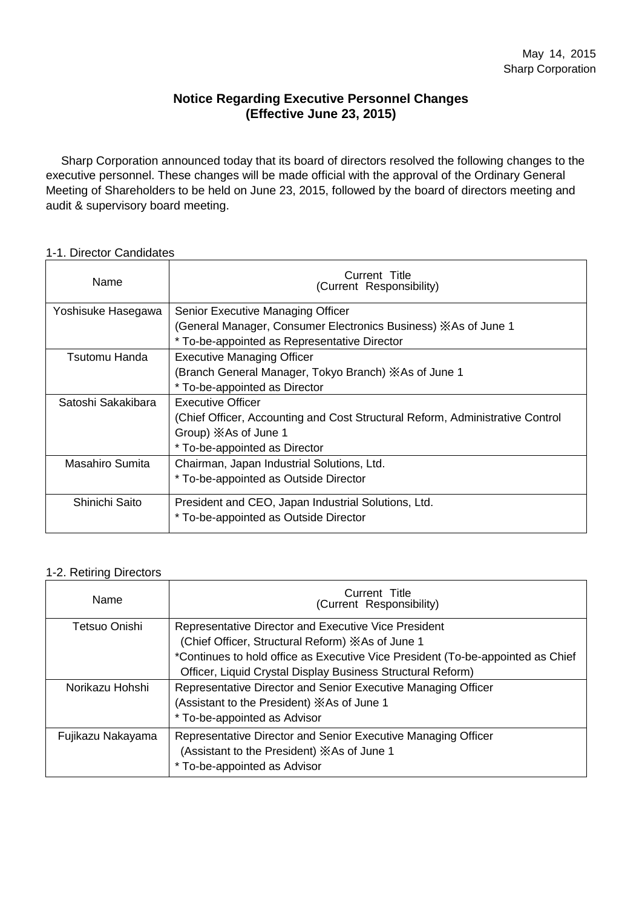May 14, 2015
Sharp Corporation

# Notice Regarding Executive Personnel Changes (Effective June 23, 2015)

Sharp Corporation announced today that its board of directors resolved the following changes to the executive personnel. These changes will be made official with the approval of the Ordinary General Meeting of Shareholders to be held on June 23, 2015, followed by the board of directors meeting and audit & supervisory board meeting.

## 1-1. Director Candidates

| Name | Current Title (Current Responsibility) |
|---|---|
| Yoshisuke Hasegawa | Senior Executive Managing Officer<br>(General Manager, Consumer Electronics Business) ※As of June 1<br>* To-be-appointed as Representative Director |
| Tsutomu Handa | Executive Managing Officer<br>(Branch General Manager, Tokyo Branch) ※As of June 1<br>* To-be-appointed as Director |
| Satoshi Sakakibara | Executive Officer<br>(Chief Officer, Accounting and Cost Structural Reform, Administrative Control Group) ※As of June 1<br>* To-be-appointed as Director |
| Masahiro Sumita | Chairman, Japan Industrial Solutions, Ltd.<br>* To-be-appointed as Outside Director |
| Shinichi Saito | President and CEO, Japan Industrial Solutions, Ltd.<br>* To-be-appointed as Outside Director |

## 1-2. Retiring Directors

| Name | Current Title (Current Responsibility) |
|---|---|
| Tetsuo Onishi | Representative Director and Executive Vice President<br>(Chief Officer, Structural Reform) ※As of June 1<br>*Continues to hold office as Executive Vice President (To-be-appointed as Chief Officer, Liquid Crystal Display Business Structural Reform) |
| Norikazu Hohshi | Representative Director and Senior Executive Managing Officer<br>(Assistant to the President) ※As of June 1<br>* To-be-appointed as Advisor |
| Fujikazu Nakayama | Representative Director and Senior Executive Managing Officer<br>(Assistant to the President) ※As of June 1<br>* To-be-appointed as Advisor |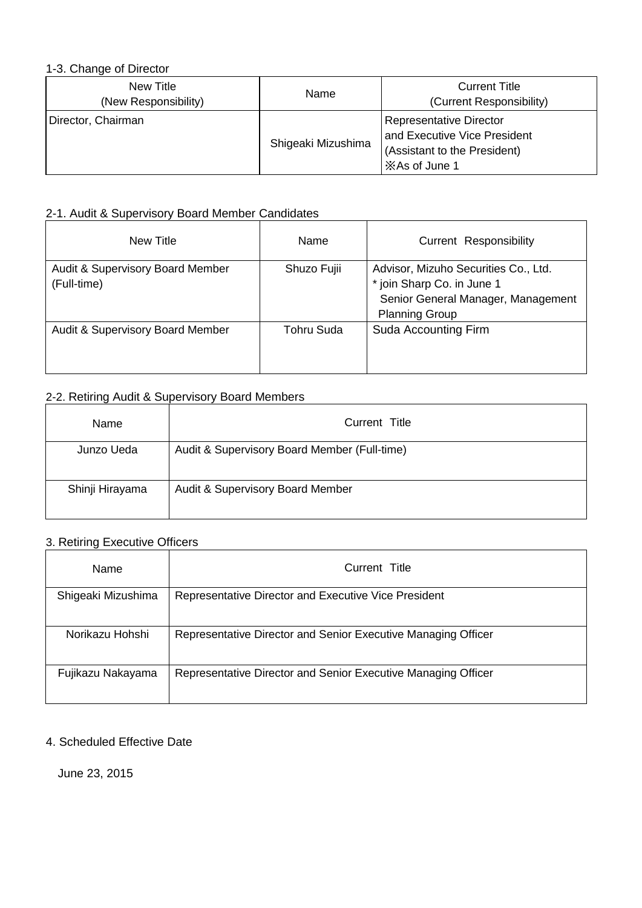1-3. Change of Director

| New Title (New Responsibility) | Name | Current Title (Current Responsibility) |
|---|---|---|
| Director, Chairman | Shigeaki Mizushima | Representative Director and Executive Vice President (Assistant to the President) ※As of June 1 |

2-1. Audit & Supervisory Board Member Candidates

| New Title | Name | Current Responsibility |
|---|---|---|
| Audit & Supervisory Board Member (Full-time) | Shuzo Fujii | Advisor, Mizuho Securities Co., Ltd. * join Sharp Co. in June 1 Senior General Manager, Management Planning Group |
| Audit & Supervisory Board Member | Tohru Suda | Suda Accounting Firm |

2-2. Retiring Audit & Supervisory Board Members

| Name | Current Title |
|---|---|
| Junzo Ueda | Audit & Supervisory Board Member (Full-time) |
| Shinji Hirayama | Audit & Supervisory Board Member |

3. Retiring Executive Officers

| Name | Current Title |
|---|---|
| Shigeaki Mizushima | Representative Director and Executive Vice President |
| Norikazu Hohshi | Representative Director and Senior Executive Managing Officer |
| Fujikazu Nakayama | Representative Director and Senior Executive Managing Officer |

4. Scheduled Effective Date

June 23, 2015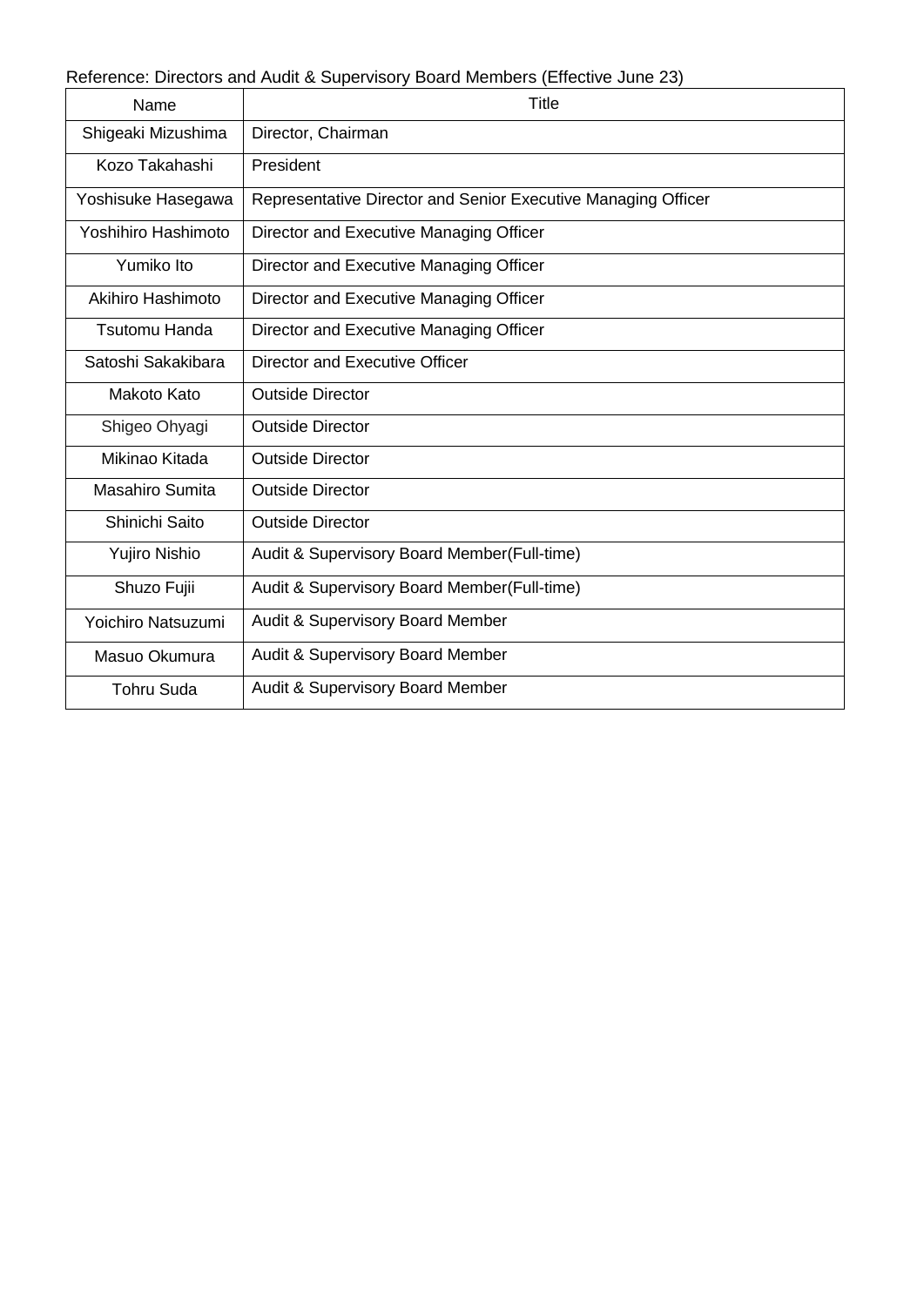Reference: Directors and Audit & Supervisory Board Members (Effective June 23)

| Name | Title |
|---|---|
| Shigeaki Mizushima | Director, Chairman |
| Kozo Takahashi | President |
| Yoshisuke Hasegawa | Representative Director and Senior Executive Managing Officer |
| Yoshihiro Hashimoto | Director and Executive Managing Officer |
| Yumiko Ito | Director and Executive Managing Officer |
| Akihiro Hashimoto | Director and Executive Managing Officer |
| Tsutomu Handa | Director and Executive Managing Officer |
| Satoshi Sakakibara | Director and Executive Officer |
| Makoto Kato | Outside Director |
| Shigeo Ohyagi | Outside Director |
| Mikinao Kitada | Outside Director |
| Masahiro Sumita | Outside Director |
| Shinichi Saito | Outside Director |
| Yujiro Nishio | Audit & Supervisory Board Member(Full-time) |
| Shuzo Fujii | Audit & Supervisory Board Member(Full-time) |
| Yoichiro Natsuzumi | Audit & Supervisory Board Member |
| Masuo Okumura | Audit & Supervisory Board Member |
| Tohru Suda | Audit & Supervisory Board Member |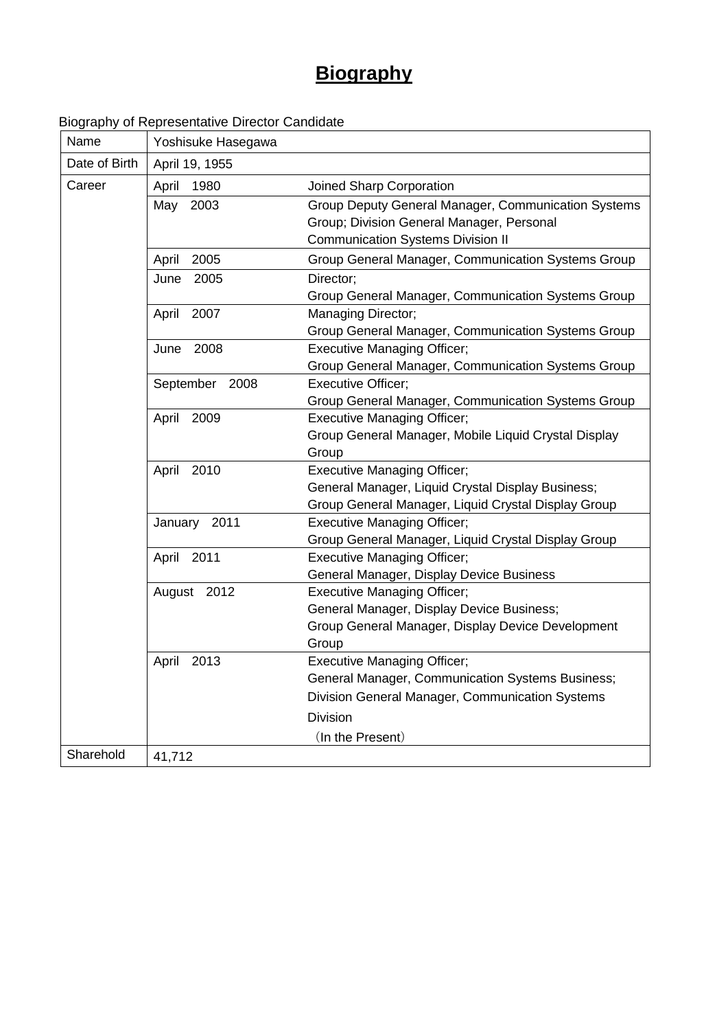# Biography

Biography of Representative Director Candidate

| Name | Yoshisuke Hasegawa | |
|---|---|---|
| Date of Birth | April 19, 1955 | |
| Career | April 1980 | Joined Sharp Corporation |
| | May 2003 | Group Deputy General Manager, Communication Systems Group; Division General Manager, Personal Communication Systems Division II |
| | April 2005 | Group General Manager, Communication Systems Group |
| | June 2005 | Director;<br>Group General Manager, Communication Systems Group |
| | April 2007 | Managing Director;<br>Group General Manager, Communication Systems Group |
| | June 2008 | Executive Managing Officer;<br>Group General Manager, Communication Systems Group |
| | September 2008 | Executive Officer;<br>Group General Manager, Communication Systems Group |
| | April 2009 | Executive Managing Officer;<br>Group General Manager, Mobile Liquid Crystal Display Group |
| | April 2010 | Executive Managing Officer;<br>General Manager, Liquid Crystal Display Business;<br>Group General Manager, Liquid Crystal Display Group |
| | January 2011 | Executive Managing Officer;<br>Group General Manager, Liquid Crystal Display Group |
| | April 2011 | Executive Managing Officer;<br>General Manager, Display Device Business |
| | August 2012 | Executive Managing Officer;<br>General Manager, Display Device Business;<br>Group General Manager, Display Device Development Group |
| | April 2013 | Executive Managing Officer;<br>General Manager, Communication Systems Business;<br>Division General Manager, Communication Systems Division<br>（In the Present） |
| Sharehold | 41,712 | |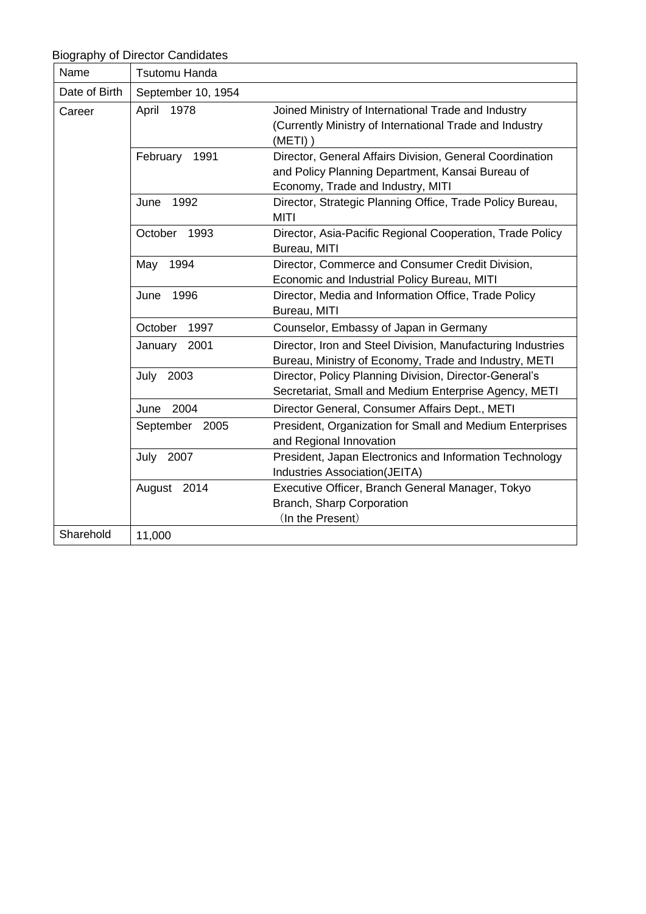Biography of Director Candidates

| Name | Tsutomu Handa | |
|---|---|---|
| Date of Birth | September 10, 1954 | |
| Career | April 1978 | Joined Ministry of International Trade and Industry (Currently Ministry of International Trade and Industry (METI) ) |
| | February 1991 | Director, General Affairs Division, General Coordination and Policy Planning Department, Kansai Bureau of Economy, Trade and Industry, MITI |
| | June 1992 | Director, Strategic Planning Office, Trade Policy Bureau, MITI |
| | October 1993 | Director, Asia-Pacific Regional Cooperation, Trade Policy Bureau, MITI |
| | May 1994 | Director, Commerce and Consumer Credit Division, Economic and Industrial Policy Bureau, MITI |
| | June 1996 | Director, Media and Information Office, Trade Policy Bureau, MITI |
| | October 1997 | Counselor, Embassy of Japan in Germany |
| | January 2001 | Director, Iron and Steel Division, Manufacturing Industries Bureau, Ministry of Economy, Trade and Industry, METI |
| | July 2003 | Director, Policy Planning Division, Director-General's Secretariat, Small and Medium Enterprise Agency, METI |
| | June 2004 | Director General, Consumer Affairs Dept., METI |
| | September 2005 | President, Organization for Small and Medium Enterprises and Regional Innovation |
| | July 2007 | President, Japan Electronics and Information Technology Industries Association(JEITA) |
| | August 2014 | Executive Officer, Branch General Manager, Tokyo Branch, Sharp Corporation （In the Present） |
| Sharehold | 11,000 | |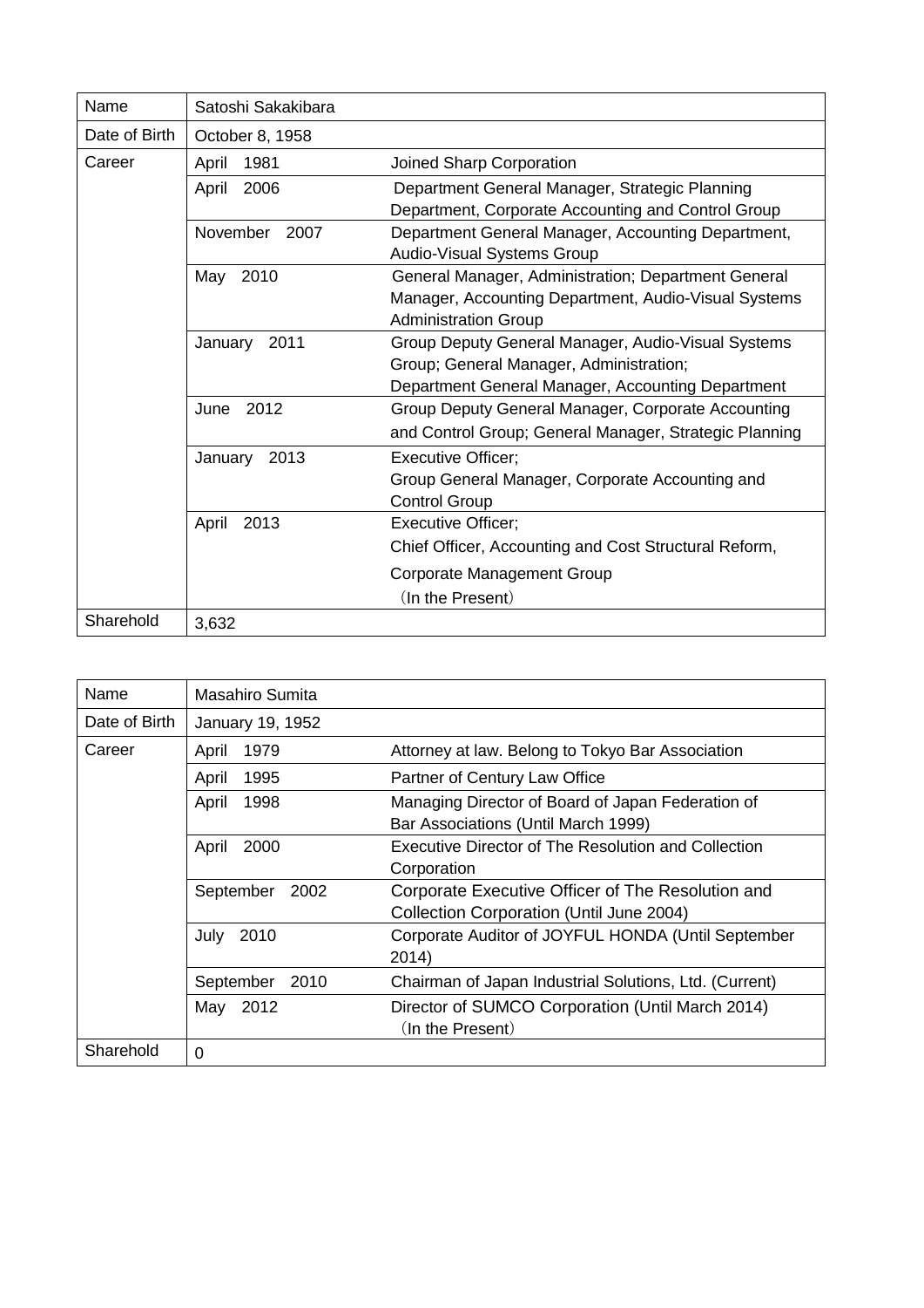| Name | Satoshi Sakakibara | |
|---|---|---|
| Date of Birth | October 8, 1958 | |
| Career | April 1981 | Joined Sharp Corporation |
| | April 2006 | Department General Manager, Strategic Planning Department, Corporate Accounting and Control Group |
| | November 2007 | Department General Manager, Accounting Department, Audio-Visual Systems Group |
| | May 2010 | General Manager, Administration; Department General Manager, Accounting Department, Audio-Visual Systems Administration Group |
| | January 2011 | Group Deputy General Manager, Audio-Visual Systems Group; General Manager, Administration; Department General Manager, Accounting Department |
| | June 2012 | Group Deputy General Manager, Corporate Accounting and Control Group; General Manager, Strategic Planning |
| | January 2013 | Executive Officer; Group General Manager, Corporate Accounting and Control Group |
| | April 2013 | Executive Officer; Chief Officer, Accounting and Cost Structural Reform, Corporate Management Group （In the Present） |
| Sharehold | 3,632 | |

| Name | Masahiro Sumita | |
|---|---|---|
| Date of Birth | January 19, 1952 | |
| Career | April 1979 | Attorney at law. Belong to Tokyo Bar Association |
| | April 1995 | Partner of Century Law Office |
| | April 1998 | Managing Director of Board of Japan Federation of Bar Associations (Until March 1999) |
| | April 2000 | Executive Director of The Resolution and Collection Corporation |
| | September 2002 | Corporate Executive Officer of The Resolution and Collection Corporation (Until June 2004) |
| | July 2010 | Corporate Auditor of JOYFUL HONDA (Until September 2014) |
| | September 2010 | Chairman of Japan Industrial Solutions, Ltd. (Current) |
| | May 2012 | Director of SUMCO Corporation (Until March 2014) （In the Present） |
| Sharehold | 0 | |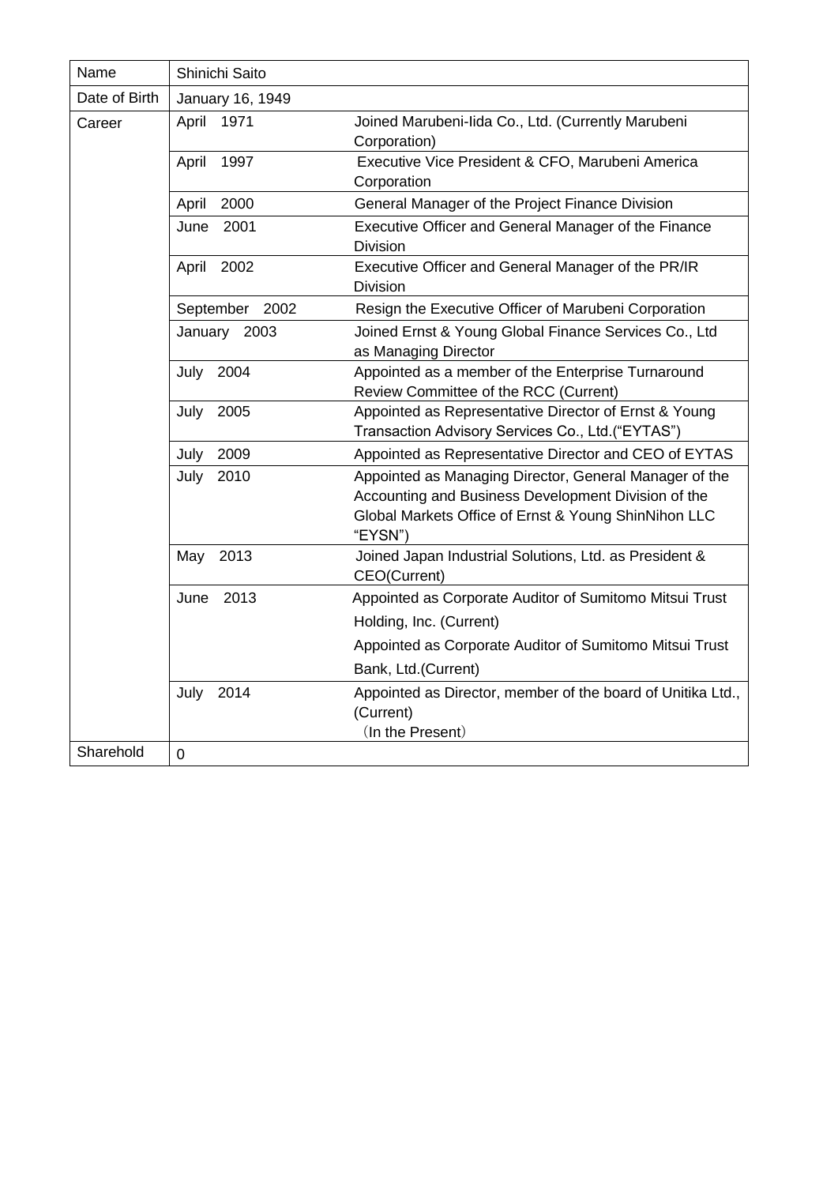| Name | Shinichi Saito | |
|---|---|---|
| Date of Birth | January 16, 1949 | |
| Career | April 1971 | Joined Marubeni-Iida Co., Ltd. (Currently Marubeni Corporation) |
| | April 1997 | Executive Vice President & CFO, Marubeni America Corporation |
| | April 2000 | General Manager of the Project Finance Division |
| | June 2001 | Executive Officer and General Manager of the Finance Division |
| | April 2002 | Executive Officer and General Manager of the PR/IR Division |
| | September 2002 | Resign the Executive Officer of Marubeni Corporation |
| | January 2003 | Joined Ernst & Young Global Finance Services Co., Ltd as Managing Director |
| | July 2004 | Appointed as a member of the Enterprise Turnaround Review Committee of the RCC (Current) |
| | July 2005 | Appointed as Representative Director of Ernst & Young Transaction Advisory Services Co., Ltd.("EYTAS") |
| | July 2009 | Appointed as Representative Director and CEO of EYTAS |
| | July 2010 | Appointed as Managing Director, General Manager of the Accounting and Business Development Division of the Global Markets Office of Ernst & Young ShinNihon LLC "EYSN") |
| | May 2013 | Joined Japan Industrial Solutions, Ltd. as President & CEO(Current) |
| | June 2013 | Appointed as Corporate Auditor of Sumitomo Mitsui Trust Holding, Inc. (Current)<br>Appointed as Corporate Auditor of Sumitomo Mitsui Trust Bank, Ltd.(Current) |
| | July 2014 | Appointed as Director, member of the board of Unitika Ltd., (Current)<br>（In the Present） |
| Sharehold | 0 | |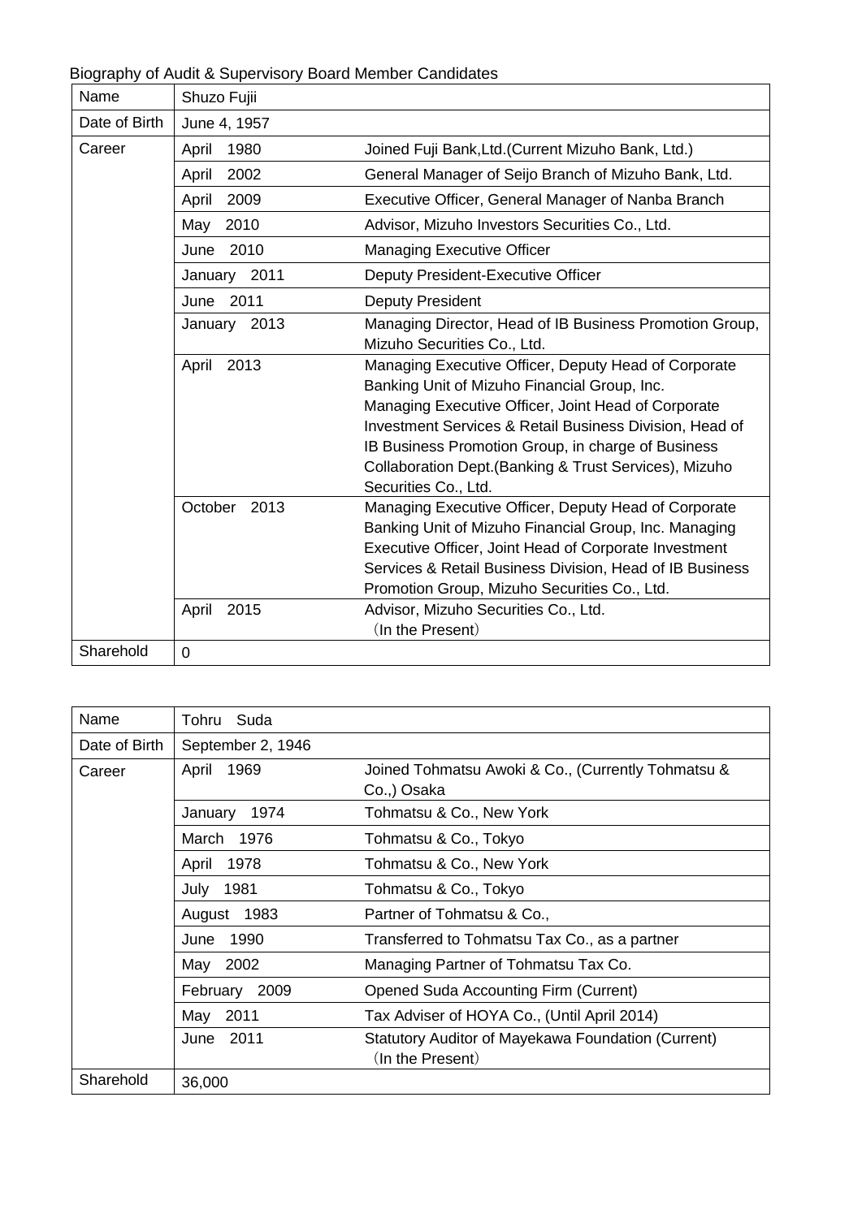Biography of Audit & Supervisory Board Member Candidates

| | | |
|---|---|---|
| Name | Shuzo Fujii | |
| Date of Birth | June 4, 1957 | |
| Career | April 1980 | Joined Fuji Bank,Ltd.(Current Mizuho Bank, Ltd.) |
| | April 2002 | General Manager of Seijo Branch of Mizuho Bank, Ltd. |
| | April 2009 | Executive Officer, General Manager of Nanba Branch |
| | May 2010 | Advisor, Mizuho Investors Securities Co., Ltd. |
| | June 2010 | Managing Executive Officer |
| | January 2011 | Deputy President-Executive Officer |
| | June 2011 | Deputy President |
| | January 2013 | Managing Director, Head of IB Business Promotion Group, Mizuho Securities Co., Ltd. |
| | April 2013 | Managing Executive Officer, Deputy Head of Corporate Banking Unit of Mizuho Financial Group, Inc. Managing Executive Officer, Joint Head of Corporate Investment Services & Retail Business Division, Head of IB Business Promotion Group, in charge of Business Collaboration Dept.(Banking & Trust Services), Mizuho Securities Co., Ltd. |
| | October 2013 | Managing Executive Officer, Deputy Head of Corporate Banking Unit of Mizuho Financial Group, Inc. Managing Executive Officer, Joint Head of Corporate Investment Services & Retail Business Division, Head of IB Business Promotion Group, Mizuho Securities Co., Ltd. |
| | April 2015 | Advisor, Mizuho Securities Co., Ltd. (In the Present) |
| Sharehold | 0 | |

| | | |
|---|---|---|
| Name | Tohru Suda | |
| Date of Birth | September 2, 1946 | |
| Career | April 1969 | Joined Tohmatsu Awoki & Co., (Currently Tohmatsu & Co.,) Osaka |
| | January 1974 | Tohmatsu & Co., New York |
| | March 1976 | Tohmatsu & Co., Tokyo |
| | April 1978 | Tohmatsu & Co., New York |
| | July 1981 | Tohmatsu & Co., Tokyo |
| | August 1983 | Partner of Tohmatsu & Co., |
| | June 1990 | Transferred to Tohmatsu Tax Co., as a partner |
| | May 2002 | Managing Partner of Tohmatsu Tax Co. |
| | February 2009 | Opened Suda Accounting Firm (Current) |
| | May 2011 | Tax Adviser of HOYA Co., (Until April 2014) |
| | June 2011 | Statutory Auditor of Mayekawa Foundation (Current) (In the Present) |
| Sharehold | 36,000 | |